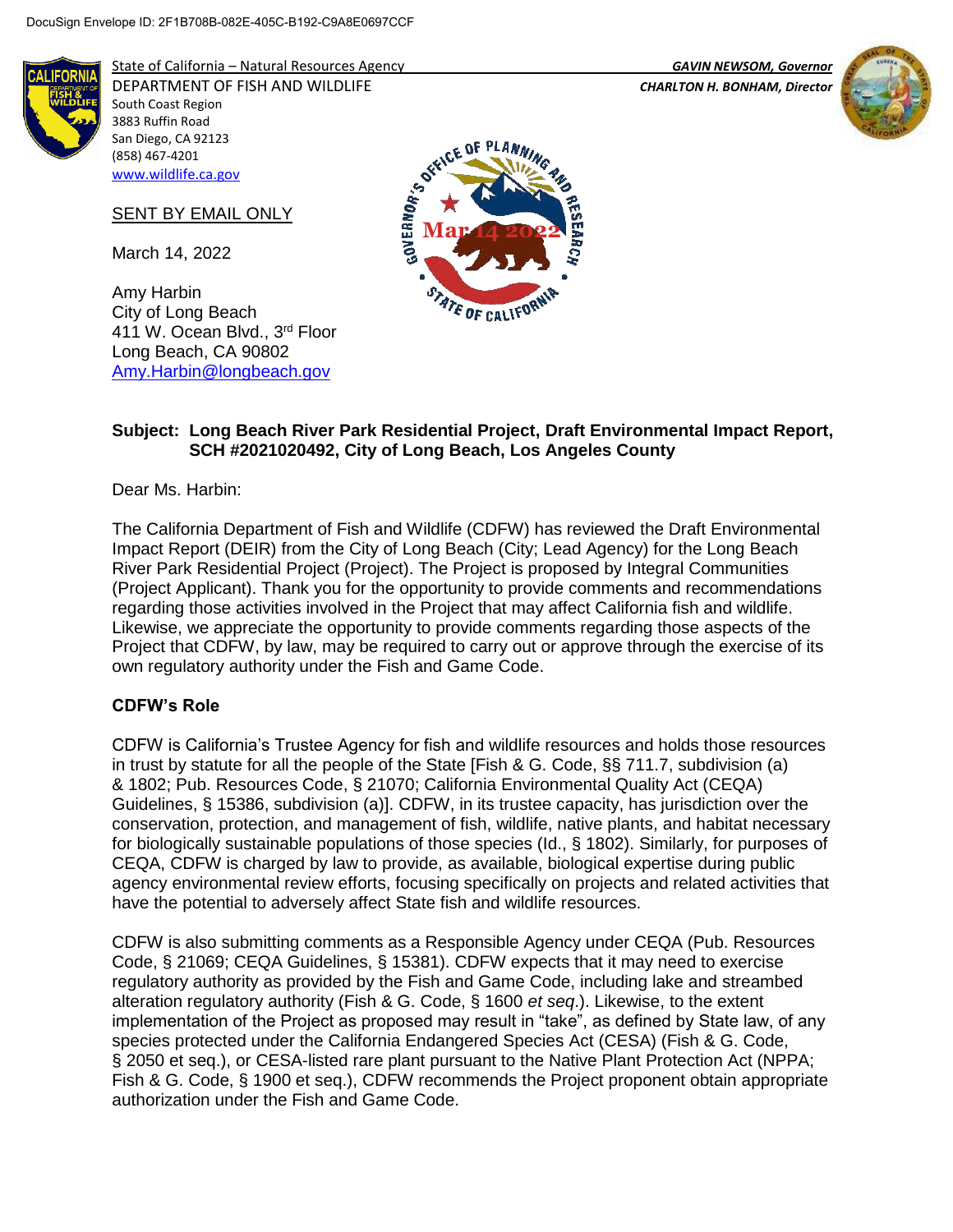DocuSign Envelope ID: 2F1B708B-082E-405C-B192-C9A8E0697CCF

State of California – Natural Resources Agency
DEPARTMENT OF FISH AND WILDLIFE
South Coast Region
3883 Ruffin Road
San Diego, CA 92123
(858) 467-4201
www.wildlife.ca.gov

*GAVIN NEWSOM, Governor*
*CHARLTON H. BONHAM, Director*

Mar 14 2022

SENT BY EMAIL ONLY

March 14, 2022

Amy Harbin
City of Long Beach
411 W. Ocean Blvd., 3rd Floor
Long Beach, CA 90802
Amy.Harbin@longbeach.gov

**Subject: Long Beach River Park Residential Project, Draft Environmental Impact Report, SCH #2021020492, City of Long Beach, Los Angeles County**

Dear Ms. Harbin:

The California Department of Fish and Wildlife (CDFW) has reviewed the Draft Environmental Impact Report (DEIR) from the City of Long Beach (City; Lead Agency) for the Long Beach River Park Residential Project (Project). The Project is proposed by Integral Communities (Project Applicant). Thank you for the opportunity to provide comments and recommendations regarding those activities involved in the Project that may affect California fish and wildlife. Likewise, we appreciate the opportunity to provide comments regarding those aspects of the Project that CDFW, by law, may be required to carry out or approve through the exercise of its own regulatory authority under the Fish and Game Code.

## CDFW's Role

CDFW is California's Trustee Agency for fish and wildlife resources and holds those resources in trust by statute for all the people of the State [Fish & G. Code, §§ 711.7, subdivision (a) & 1802; Pub. Resources Code, § 21070; California Environmental Quality Act (CEQA) Guidelines, § 15386, subdivision (a)]. CDFW, in its trustee capacity, has jurisdiction over the conservation, protection, and management of fish, wildlife, native plants, and habitat necessary for biologically sustainable populations of those species (Id., § 1802). Similarly, for purposes of CEQA, CDFW is charged by law to provide, as available, biological expertise during public agency environmental review efforts, focusing specifically on projects and related activities that have the potential to adversely affect State fish and wildlife resources.

CDFW is also submitting comments as a Responsible Agency under CEQA (Pub. Resources Code, § 21069; CEQA Guidelines, § 15381). CDFW expects that it may need to exercise regulatory authority as provided by the Fish and Game Code, including lake and streambed alteration regulatory authority (Fish & G. Code, § 1600 *et seq*.). Likewise, to the extent implementation of the Project as proposed may result in "take", as defined by State law, of any species protected under the California Endangered Species Act (CESA) (Fish & G. Code, § 2050 et seq.), or CESA-listed rare plant pursuant to the Native Plant Protection Act (NPPA; Fish & G. Code, § 1900 et seq.), CDFW recommends the Project proponent obtain appropriate authorization under the Fish and Game Code.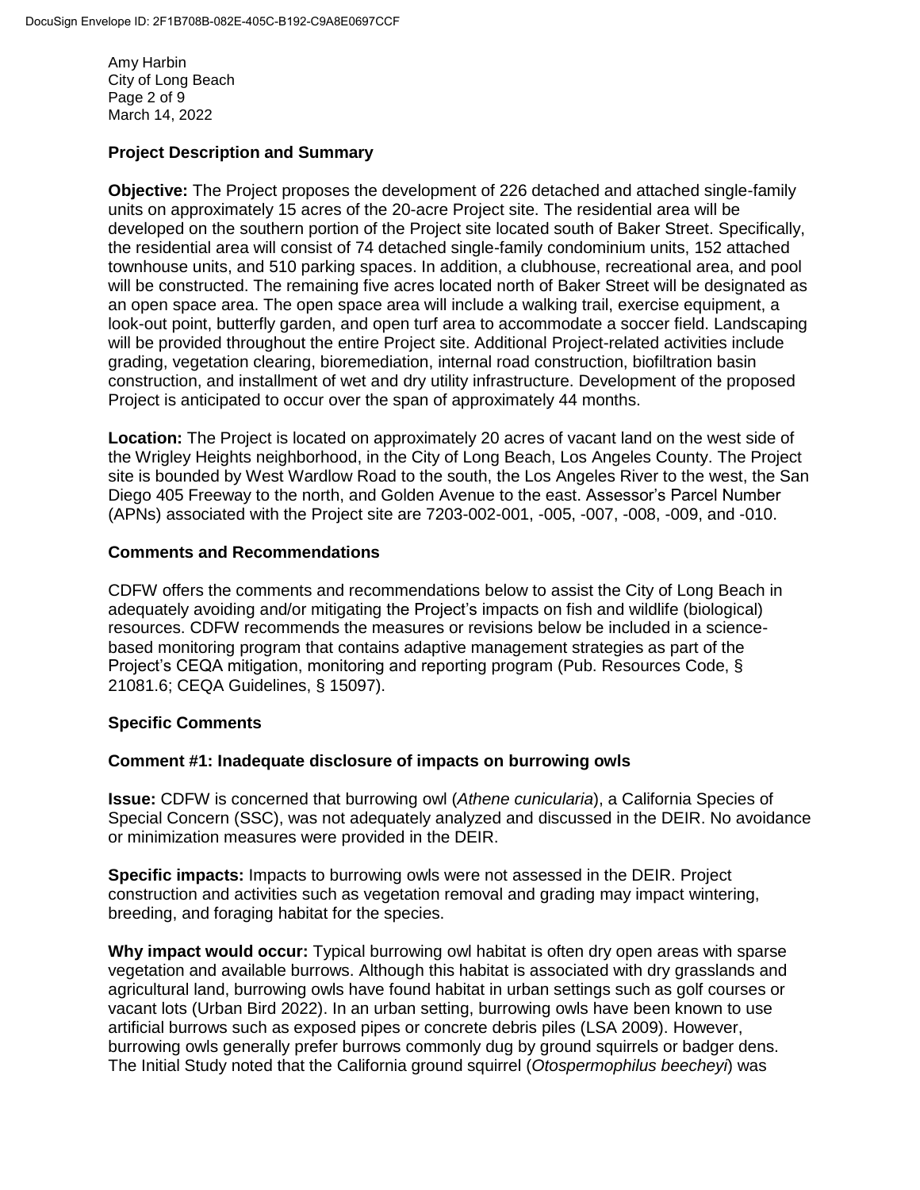## Project Description and Summary

**Objective:** The Project proposes the development of 226 detached and attached single-family units on approximately 15 acres of the 20-acre Project site. The residential area will be developed on the southern portion of the Project site located south of Baker Street. Specifically, the residential area will consist of 74 detached single-family condominium units, 152 attached townhouse units, and 510 parking spaces. In addition, a clubhouse, recreational area, and pool will be constructed. The remaining five acres located north of Baker Street will be designated as an open space area. The open space area will include a walking trail, exercise equipment, a look-out point, butterfly garden, and open turf area to accommodate a soccer field. Landscaping will be provided throughout the entire Project site. Additional Project-related activities include grading, vegetation clearing, bioremediation, internal road construction, biofiltration basin construction, and installment of wet and dry utility infrastructure. Development of the proposed Project is anticipated to occur over the span of approximately 44 months.

**Location:** The Project is located on approximately 20 acres of vacant land on the west side of the Wrigley Heights neighborhood, in the City of Long Beach, Los Angeles County. The Project site is bounded by West Wardlow Road to the south, the Los Angeles River to the west, the San Diego 405 Freeway to the north, and Golden Avenue to the east. Assessor's Parcel Number (APNs) associated with the Project site are 7203-002-001, -005, -007, -008, -009, and -010.

## Comments and Recommendations

CDFW offers the comments and recommendations below to assist the City of Long Beach in adequately avoiding and/or mitigating the Project's impacts on fish and wildlife (biological) resources. CDFW recommends the measures or revisions below be included in a science-based monitoring program that contains adaptive management strategies as part of the Project's CEQA mitigation, monitoring and reporting program (Pub. Resources Code, § 21081.6; CEQA Guidelines, § 15097).

## Specific Comments

### Comment #1: Inadequate disclosure of impacts on burrowing owls

**Issue:** CDFW is concerned that burrowing owl (*Athene cunicularia*), a California Species of Special Concern (SSC), was not adequately analyzed and discussed in the DEIR. No avoidance or minimization measures were provided in the DEIR.

**Specific impacts:** Impacts to burrowing owls were not assessed in the DEIR. Project construction and activities such as vegetation removal and grading may impact wintering, breeding, and foraging habitat for the species.

**Why impact would occur:** Typical burrowing owl habitat is often dry open areas with sparse vegetation and available burrows. Although this habitat is associated with dry grasslands and agricultural land, burrowing owls have found habitat in urban settings such as golf courses or vacant lots (Urban Bird 2022). In an urban setting, burrowing owls have been known to use artificial burrows such as exposed pipes or concrete debris piles (LSA 2009). However, burrowing owls generally prefer burrows commonly dug by ground squirrels or badger dens. The Initial Study noted that the California ground squirrel (*Otospermophilus beecheyi*) was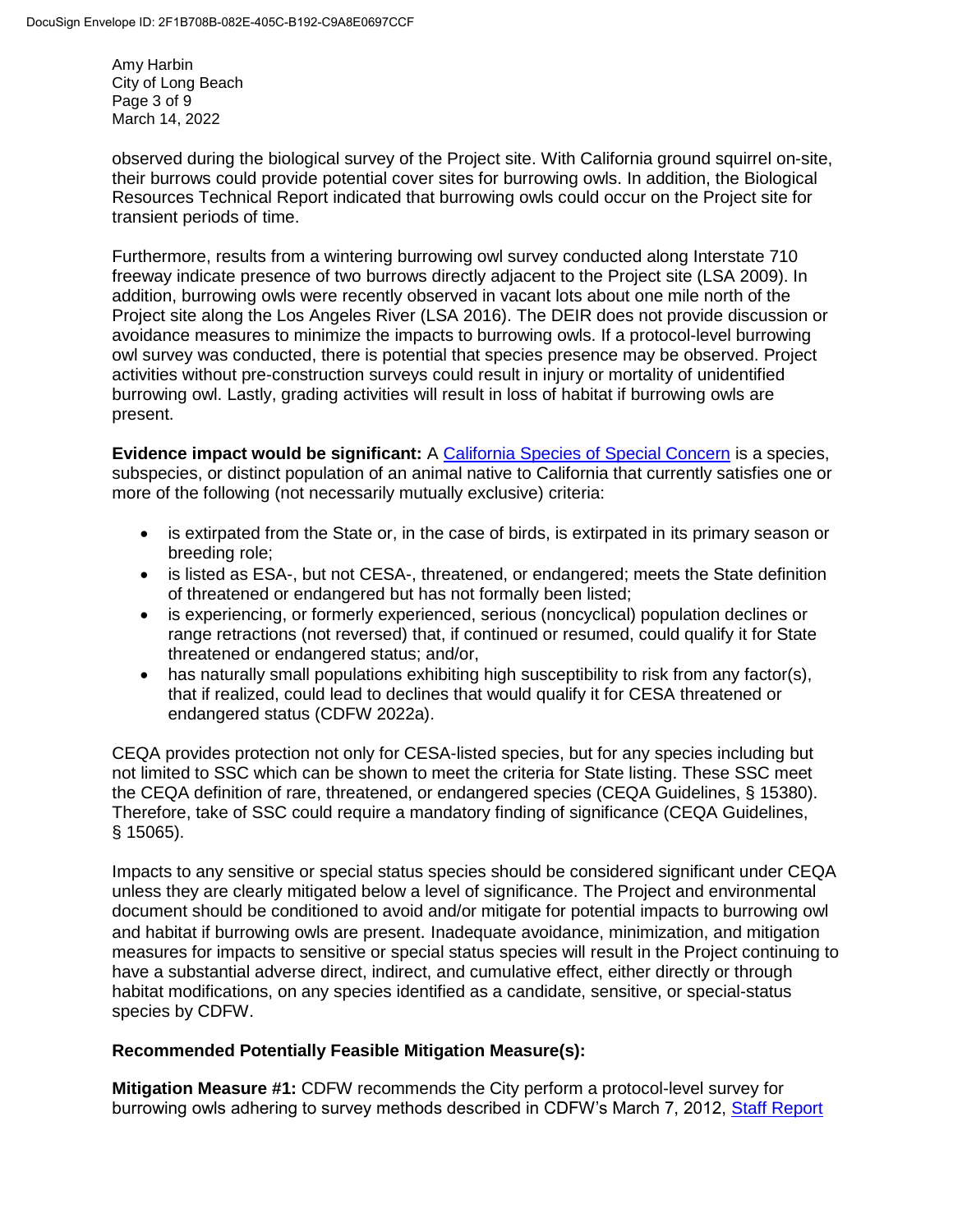observed during the biological survey of the Project site. With California ground squirrel on-site, their burrows could provide potential cover sites for burrowing owls. In addition, the Biological Resources Technical Report indicated that burrowing owls could occur on the Project site for transient periods of time.

Furthermore, results from a wintering burrowing owl survey conducted along Interstate 710 freeway indicate presence of two burrows directly adjacent to the Project site (LSA 2009). In addition, burrowing owls were recently observed in vacant lots about one mile north of the Project site along the Los Angeles River (LSA 2016). The DEIR does not provide discussion or avoidance measures to minimize the impacts to burrowing owls. If a protocol-level burrowing owl survey was conducted, there is potential that species presence may be observed. Project activities without pre-construction surveys could result in injury or mortality of unidentified burrowing owl. Lastly, grading activities will result in loss of habitat if burrowing owls are present.

**Evidence impact would be significant:** A California Species of Special Concern is a species, subspecies, or distinct population of an animal native to California that currently satisfies one or more of the following (not necessarily mutually exclusive) criteria:

- is extirpated from the State or, in the case of birds, is extirpated in its primary season or breeding role;
- is listed as ESA-, but not CESA-, threatened, or endangered; meets the State definition of threatened or endangered but has not formally been listed;
- is experiencing, or formerly experienced, serious (noncyclical) population declines or range retractions (not reversed) that, if continued or resumed, could qualify it for State threatened or endangered status; and/or,
- has naturally small populations exhibiting high susceptibility to risk from any factor(s), that if realized, could lead to declines that would qualify it for CESA threatened or endangered status (CDFW 2022a).

CEQA provides protection not only for CESA-listed species, but for any species including but not limited to SSC which can be shown to meet the criteria for State listing. These SSC meet the CEQA definition of rare, threatened, or endangered species (CEQA Guidelines, § 15380). Therefore, take of SSC could require a mandatory finding of significance (CEQA Guidelines, § 15065).

Impacts to any sensitive or special status species should be considered significant under CEQA unless they are clearly mitigated below a level of significance. The Project and environmental document should be conditioned to avoid and/or mitigate for potential impacts to burrowing owl and habitat if burrowing owls are present. Inadequate avoidance, minimization, and mitigation measures for impacts to sensitive or special status species will result in the Project continuing to have a substantial adverse direct, indirect, and cumulative effect, either directly or through habitat modifications, on any species identified as a candidate, sensitive, or special-status species by CDFW.

**Recommended Potentially Feasible Mitigation Measure(s):**

**Mitigation Measure #1:** CDFW recommends the City perform a protocol-level survey for burrowing owls adhering to survey methods described in CDFW's March 7, 2012, Staff Report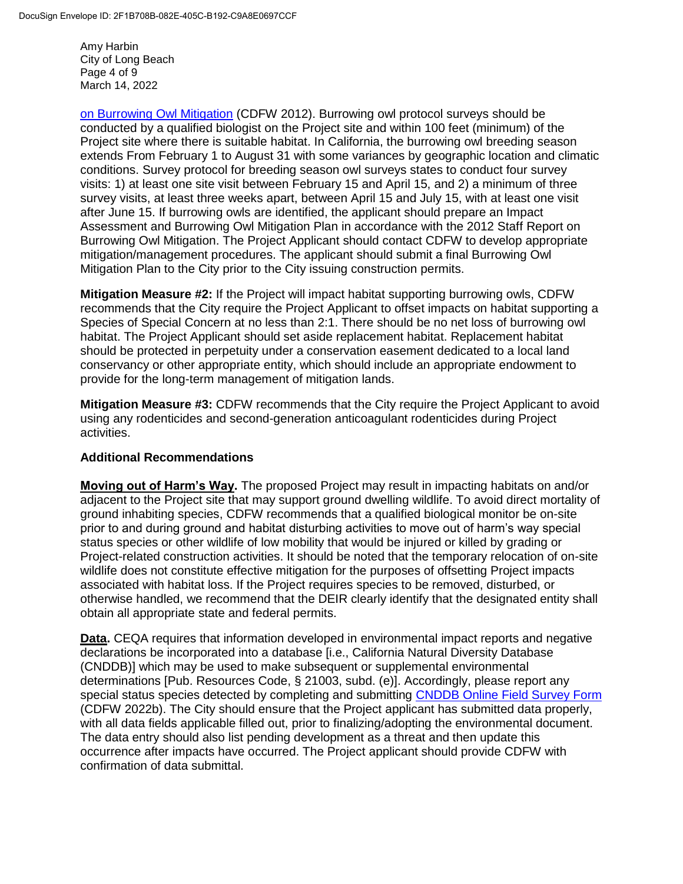on Burrowing Owl Mitigation (CDFW 2012). Burrowing owl protocol surveys should be conducted by a qualified biologist on the Project site and within 100 feet (minimum) of the Project site where there is suitable habitat. In California, the burrowing owl breeding season extends From February 1 to August 31 with some variances by geographic location and climatic conditions. Survey protocol for breeding season owl surveys states to conduct four survey visits: 1) at least one site visit between February 15 and April 15, and 2) a minimum of three survey visits, at least three weeks apart, between April 15 and July 15, with at least one visit after June 15. If burrowing owls are identified, the applicant should prepare an Impact Assessment and Burrowing Owl Mitigation Plan in accordance with the 2012 Staff Report on Burrowing Owl Mitigation. The Project Applicant should contact CDFW to develop appropriate mitigation/management procedures. The applicant should submit a final Burrowing Owl Mitigation Plan to the City prior to the City issuing construction permits.

**Mitigation Measure #2:** If the Project will impact habitat supporting burrowing owls, CDFW recommends that the City require the Project Applicant to offset impacts on habitat supporting a Species of Special Concern at no less than 2:1. There should be no net loss of burrowing owl habitat. The Project Applicant should set aside replacement habitat. Replacement habitat should be protected in perpetuity under a conservation easement dedicated to a local land conservancy or other appropriate entity, which should include an appropriate endowment to provide for the long-term management of mitigation lands.

**Mitigation Measure #3:** CDFW recommends that the City require the Project Applicant to avoid using any rodenticides and second-generation anticoagulant rodenticides during Project activities.

### Additional Recommendations

**Moving out of Harm's Way.** The proposed Project may result in impacting habitats on and/or adjacent to the Project site that may support ground dwelling wildlife. To avoid direct mortality of ground inhabiting species, CDFW recommends that a qualified biological monitor be on-site prior to and during ground and habitat disturbing activities to move out of harm's way special status species or other wildlife of low mobility that would be injured or killed by grading or Project-related construction activities. It should be noted that the temporary relocation of on-site wildlife does not constitute effective mitigation for the purposes of offsetting Project impacts associated with habitat loss. If the Project requires species to be removed, disturbed, or otherwise handled, we recommend that the DEIR clearly identify that the designated entity shall obtain all appropriate state and federal permits.

**Data.** CEQA requires that information developed in environmental impact reports and negative declarations be incorporated into a database [i.e., California Natural Diversity Database (CNDDB)] which may be used to make subsequent or supplemental environmental determinations [Pub. Resources Code, § 21003, subd. (e)]. Accordingly, please report any special status species detected by completing and submitting CNDDB Online Field Survey Form (CDFW 2022b). The City should ensure that the Project applicant has submitted data properly, with all data fields applicable filled out, prior to finalizing/adopting the environmental document. The data entry should also list pending development as a threat and then update this occurrence after impacts have occurred. The Project applicant should provide CDFW with confirmation of data submittal.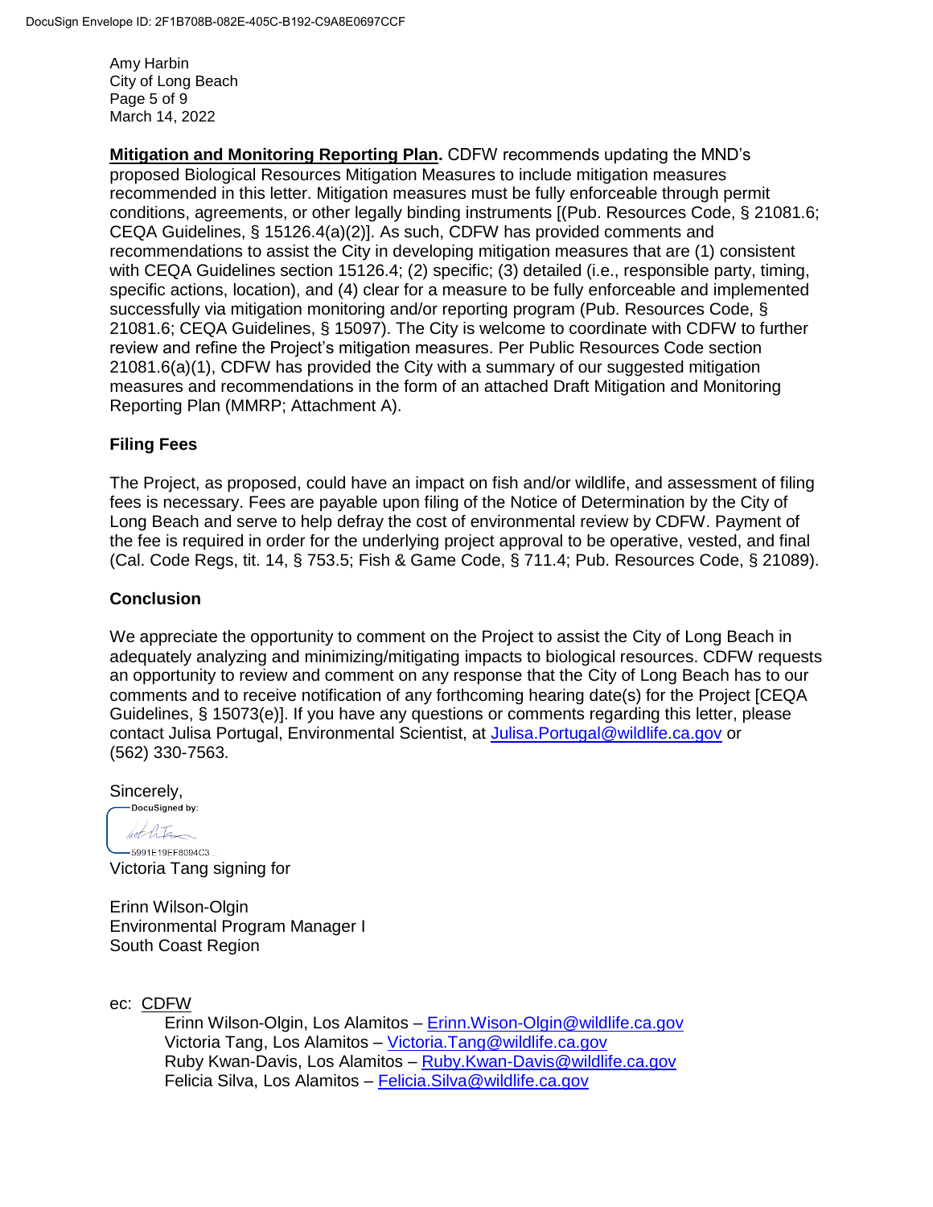**Mitigation and Monitoring Reporting Plan.** CDFW recommends updating the MND's proposed Biological Resources Mitigation Measures to include mitigation measures recommended in this letter. Mitigation measures must be fully enforceable through permit conditions, agreements, or other legally binding instruments [(Pub. Resources Code, § 21081.6; CEQA Guidelines, § 15126.4(a)(2)]. As such, CDFW has provided comments and recommendations to assist the City in developing mitigation measures that are (1) consistent with CEQA Guidelines section 15126.4; (2) specific; (3) detailed (i.e., responsible party, timing, specific actions, location), and (4) clear for a measure to be fully enforceable and implemented successfully via mitigation monitoring and/or reporting program (Pub. Resources Code, § 21081.6; CEQA Guidelines, § 15097). The City is welcome to coordinate with CDFW to further review and refine the Project's mitigation measures. Per Public Resources Code section 21081.6(a)(1), CDFW has provided the City with a summary of our suggested mitigation measures and recommendations in the form of an attached Draft Mitigation and Monitoring Reporting Plan (MMRP; Attachment A).

## Filing Fees

The Project, as proposed, could have an impact on fish and/or wildlife, and assessment of filing fees is necessary. Fees are payable upon filing of the Notice of Determination by the City of Long Beach and serve to help defray the cost of environmental review by CDFW. Payment of the fee is required in order for the underlying project approval to be operative, vested, and final (Cal. Code Regs, tit. 14, § 753.5; Fish & Game Code, § 711.4; Pub. Resources Code, § 21089).

## Conclusion

We appreciate the opportunity to comment on the Project to assist the City of Long Beach in adequately analyzing and minimizing/mitigating impacts to biological resources. CDFW requests an opportunity to review and comment on any response that the City of Long Beach has to our comments and to receive notification of any forthcoming hearing date(s) for the Project [CEQA Guidelines, § 15073(e)]. If you have any questions or comments regarding this letter, please contact Julisa Portugal, Environmental Scientist, at Julisa.Portugal@wildlife.ca.gov or (562) 330-7563.

Sincerely,

DocuSigned by:

5991E19EF8094C3...

Victoria Tang signing for

Erinn Wilson-Olgin
Environmental Program Manager I
South Coast Region

ec: CDFW

Erinn Wilson-Olgin, Los Alamitos – Erinn.Wison-Olgin@wildlife.ca.gov
Victoria Tang, Los Alamitos – Victoria.Tang@wildlife.ca.gov
Ruby Kwan-Davis, Los Alamitos – Ruby.Kwan-Davis@wildlife.ca.gov
Felicia Silva, Los Alamitos – Felicia.Silva@wildlife.ca.gov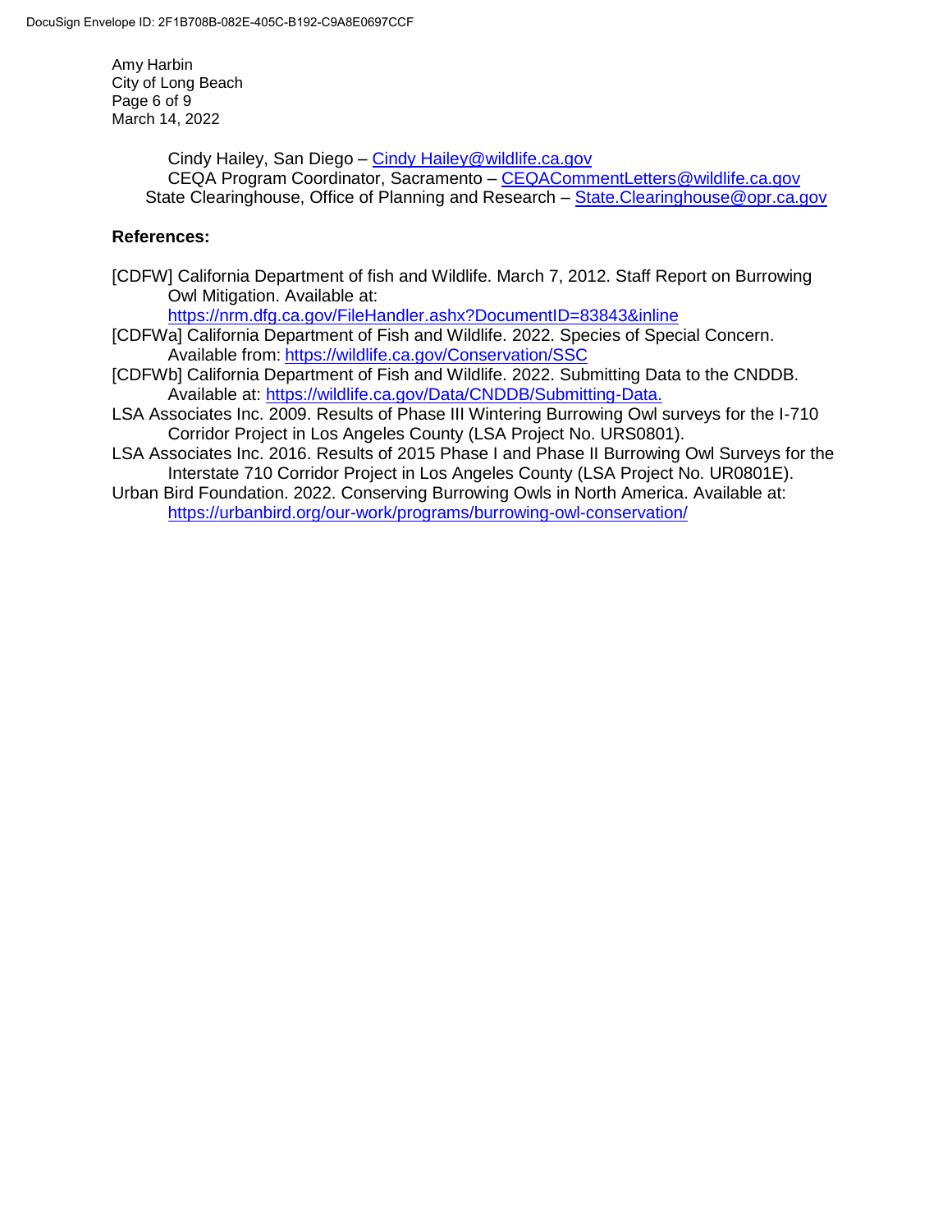Cindy Hailey, San Diego – Cindy Hailey@wildlife.ca.gov
CEQA Program Coordinator, Sacramento – CEQACommentLetters@wildlife.ca.gov
State Clearinghouse, Office of Planning and Research – State.Clearinghouse@opr.ca.gov

**References:**

[CDFW] California Department of fish and Wildlife. March 7, 2012. Staff Report on Burrowing Owl Mitigation. Available at: https://nrm.dfg.ca.gov/FileHandler.ashx?DocumentID=83843&inline

[CDFWa] California Department of Fish and Wildlife. 2022. Species of Special Concern. Available from: https://wildlife.ca.gov/Conservation/SSC

[CDFWb] California Department of Fish and Wildlife. 2022. Submitting Data to the CNDDB. Available at: https://wildlife.ca.gov/Data/CNDDB/Submitting-Data.

LSA Associates Inc. 2009. Results of Phase III Wintering Burrowing Owl surveys for the I-710 Corridor Project in Los Angeles County (LSA Project No. URS0801).

LSA Associates Inc. 2016. Results of 2015 Phase I and Phase II Burrowing Owl Surveys for the Interstate 710 Corridor Project in Los Angeles County (LSA Project No. UR0801E).

Urban Bird Foundation. 2022. Conserving Burrowing Owls in North America. Available at: https://urbanbird.org/our-work/programs/burrowing-owl-conservation/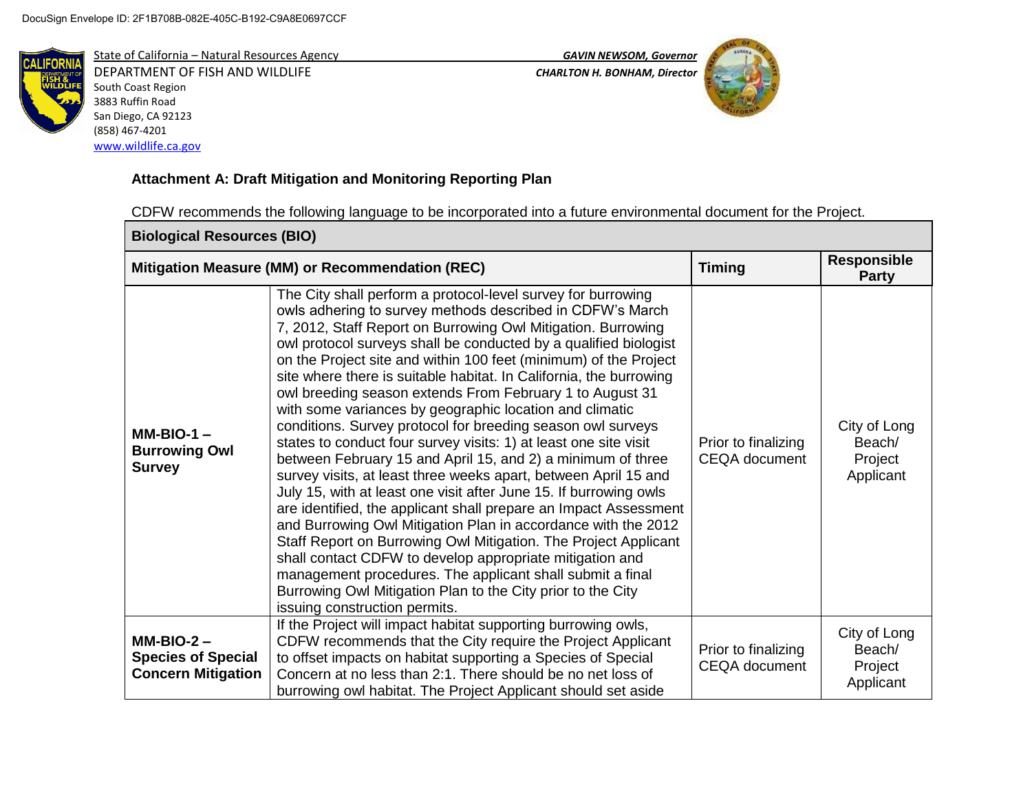State of California – Natural Resources Agency
DEPARTMENT OF FISH AND WILDLIFE
South Coast Region
3883 Ruffin Road
San Diego, CA 92123
(858) 467-4201
www.wildlife.ca.gov

*GAVIN NEWSOM, Governor*
*CHARLTON H. BONHAM, Director*

**Attachment A: Draft Mitigation and Monitoring Reporting Plan**

CDFW recommends the following language to be incorporated into a future environmental document for the Project.

| **Biological Resources (BIO)** | | | |
|---|---|---|---|
| **Mitigation Measure (MM) or Recommendation (REC)** | | **Timing** | **Responsible Party** |
| **MM-BIO-1 – Burrowing Owl Survey** | The City shall perform a protocol-level survey for burrowing owls adhering to survey methods described in CDFW's March 7, 2012, Staff Report on Burrowing Owl Mitigation. Burrowing owl protocol surveys shall be conducted by a qualified biologist on the Project site and within 100 feet (minimum) of the Project site where there is suitable habitat. In California, the burrowing owl breeding season extends From February 1 to August 31 with some variances by geographic location and climatic conditions. Survey protocol for breeding season owl surveys states to conduct four survey visits: 1) at least one site visit between February 15 and April 15, and 2) a minimum of three survey visits, at least three weeks apart, between April 15 and July 15, with at least one visit after June 15. If burrowing owls are identified, the applicant shall prepare an Impact Assessment and Burrowing Owl Mitigation Plan in accordance with the 2012 Staff Report on Burrowing Owl Mitigation. The Project Applicant shall contact CDFW to develop appropriate mitigation and management procedures. The applicant shall submit a final Burrowing Owl Mitigation Plan to the City prior to the City issuing construction permits. | Prior to finalizing CEQA document | City of Long Beach/ Project Applicant |
| **MM-BIO-2 – Species of Special Concern Mitigation** | If the Project will impact habitat supporting burrowing owls, CDFW recommends that the City require the Project Applicant to offset impacts on habitat supporting a Species of Special Concern at no less than 2:1. There should be no net loss of burrowing owl habitat. The Project Applicant should set aside | Prior to finalizing CEQA document | City of Long Beach/ Project Applicant |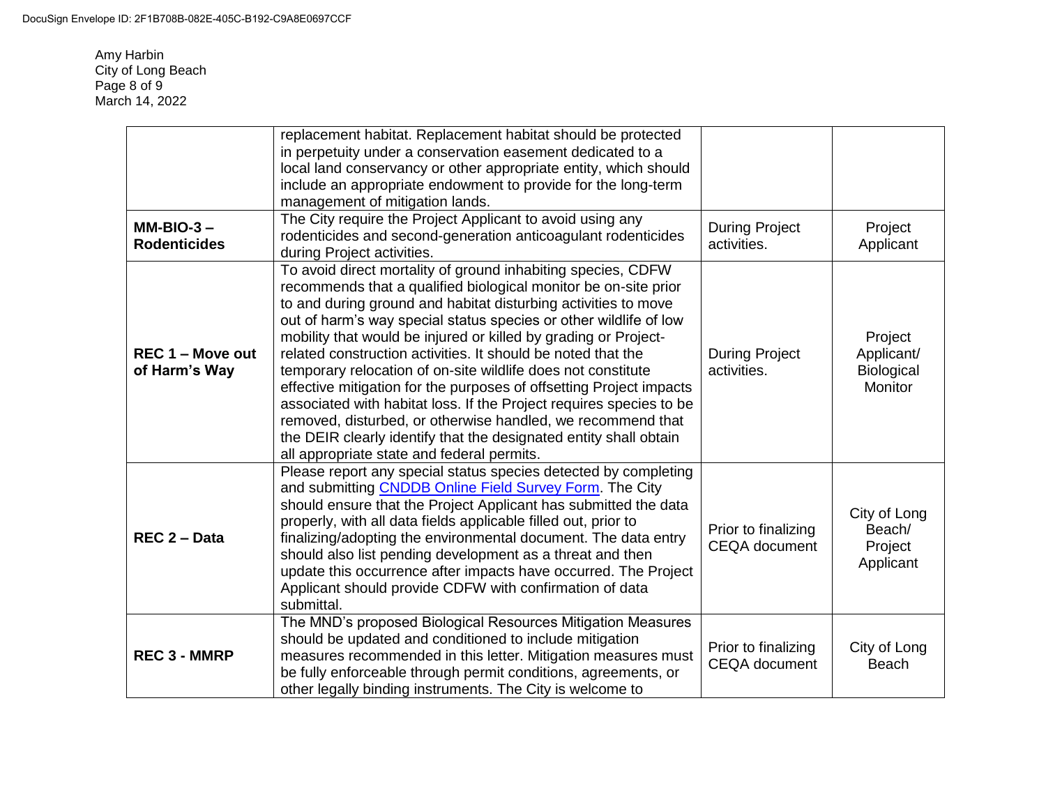| | | | |
|---|---|---|---|
| | replacement habitat. Replacement habitat should be protected in perpetuity under a conservation easement dedicated to a local land conservancy or other appropriate entity, which should include an appropriate endowment to provide for the long-term management of mitigation lands. | | |
| **MM-BIO-3 – Rodenticides** | The City require the Project Applicant to avoid using any rodenticides and second-generation anticoagulant rodenticides during Project activities. | During Project activities. | Project Applicant |
| **REC 1 – Move out of Harm's Way** | To avoid direct mortality of ground inhabiting species, CDFW recommends that a qualified biological monitor be on-site prior to and during ground and habitat disturbing activities to move out of harm's way special status species or other wildlife of low mobility that would be injured or killed by grading or Project-related construction activities. It should be noted that the temporary relocation of on-site wildlife does not constitute effective mitigation for the purposes of offsetting Project impacts associated with habitat loss. If the Project requires species to be removed, disturbed, or otherwise handled, we recommend that the DEIR clearly identify that the designated entity shall obtain all appropriate state and federal permits. | During Project activities. | Project Applicant/ Biological Monitor |
| **REC 2 – Data** | Please report any special status species detected by completing and submitting [CNDDB Online Field Survey Form](). The City should ensure that the Project Applicant has submitted the data properly, with all data fields applicable filled out, prior to finalizing/adopting the environmental document. The data entry should also list pending development as a threat and then update this occurrence after impacts have occurred. The Project Applicant should provide CDFW with confirmation of data submittal. | Prior to finalizing CEQA document | City of Long Beach/ Project Applicant |
| **REC 3 - MMRP** | The MND's proposed Biological Resources Mitigation Measures should be updated and conditioned to include mitigation measures recommended in this letter. Mitigation measures must be fully enforceable through permit conditions, agreements, or other legally binding instruments. The City is welcome to | Prior to finalizing CEQA document | City of Long Beach |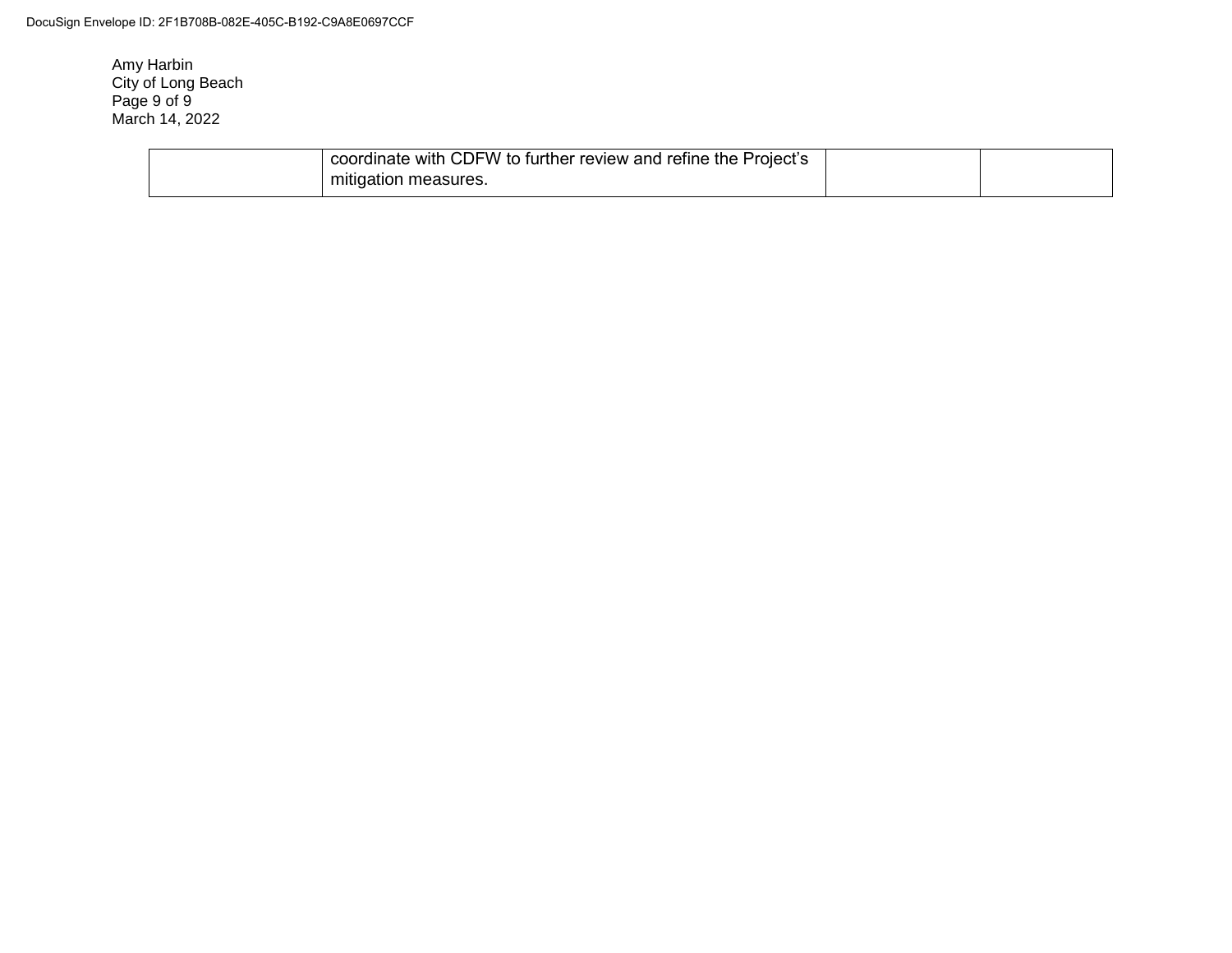| | | | |
|---|---|---|---|
| | coordinate with CDFW to further review and refine the Project's mitigation measures. | | |